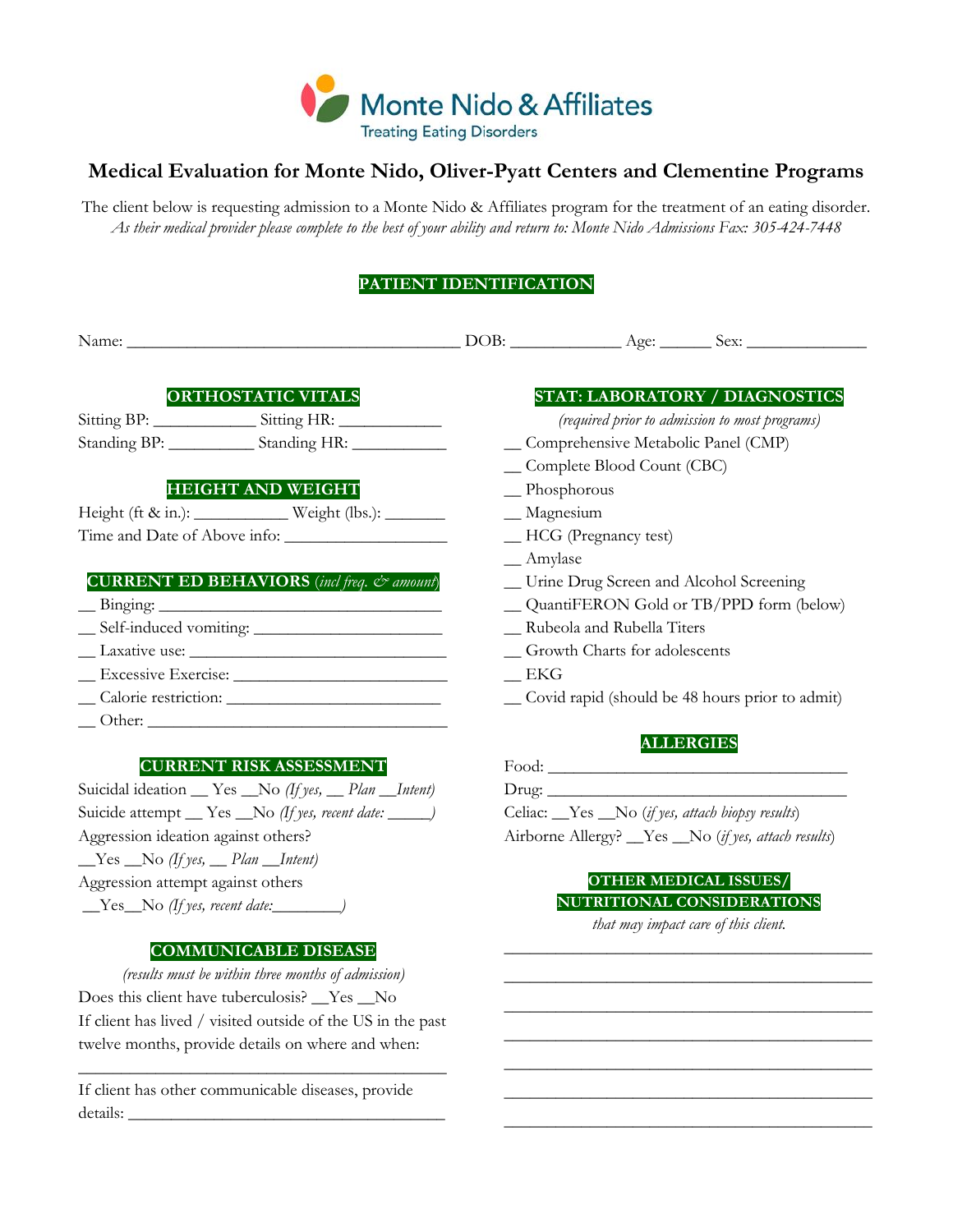Monte Nido & Affiliates
Treating Eating Disorders

# Medical Evaluation for Monte Nido, Oliver-Pyatt Centers and Clementine Programs

The client below is requesting admission to a Monte Nido & Affiliates program for the treatment of an eating disorder.
*As their medical provider please complete to the best of your ability and return to: Monte Nido Admissions Fax: 305-424-7448*

## PATIENT IDENTIFICATION

Name: ________________________________________ DOB: _____________ Age: ______ Sex: ______________

## ORTHOSTATIC VITALS

Sitting BP: ____________ Sitting HR: ____________
Standing BP: __________ Standing HR: ___________

## HEIGHT AND WEIGHT

Height (ft & in.): ___________ Weight (lbs.): _______
Time and Date of Above info: ___________________

## CURRENT ED BEHAVIORS *(incl freq. & amount)*

__ Binging: ___________________________________
__ Self-induced vomiting: ______________________
__ Laxative use: _______________________________
__ Excessive Exercise: __________________________
__ Calorie restriction: __________________________
__ Other: ____________________________________

## CURRENT RISK ASSESSMENT

Suicidal ideation __ Yes __No *(If yes, __ Plan __Intent)*
Suicide attempt __ Yes __No *(If yes, recent date: _____)*
Aggression ideation against others?
__Yes __No *(If yes, __ Plan __Intent)*
Aggression attempt against others
__Yes__No *(If yes, recent date:________)*

## COMMUNICABLE DISEASE

*(results must be within three months of admission)*

Does this client have tuberculosis? __Yes __No
If client has lived / visited outside of the US in the past twelve months, provide details on where and when:

_____________________________________________

If client has other communicable diseases, provide details: ______________________________________

## STAT: LABORATORY / DIAGNOSTICS

*(required prior to admission to most programs)*

__ Comprehensive Metabolic Panel (CMP)
__ Complete Blood Count (CBC)
__ Phosphorous
__ Magnesium
__ HCG (Pregnancy test)
__ Amylase
__ Urine Drug Screen and Alcohol Screening
__ QuantiFERON Gold or TB/PPD form (below)
__ Rubeola and Rubella Titers
__ Growth Charts for adolescents
__ EKG
__ Covid rapid (should be 48 hours prior to admit)

## ALLERGIES

Food: ____________________________________
Drug: ____________________________________
Celiac: __Yes __No (*if yes, attach biopsy results*)
Airborne Allergy? __Yes __No (*if yes, attach results*)

## OTHER MEDICAL ISSUES/ NUTRITIONAL CONSIDERATIONS

*that may impact care of this client.*

_____________________________________________
_____________________________________________
_____________________________________________
_____________________________________________
_____________________________________________
_____________________________________________
_____________________________________________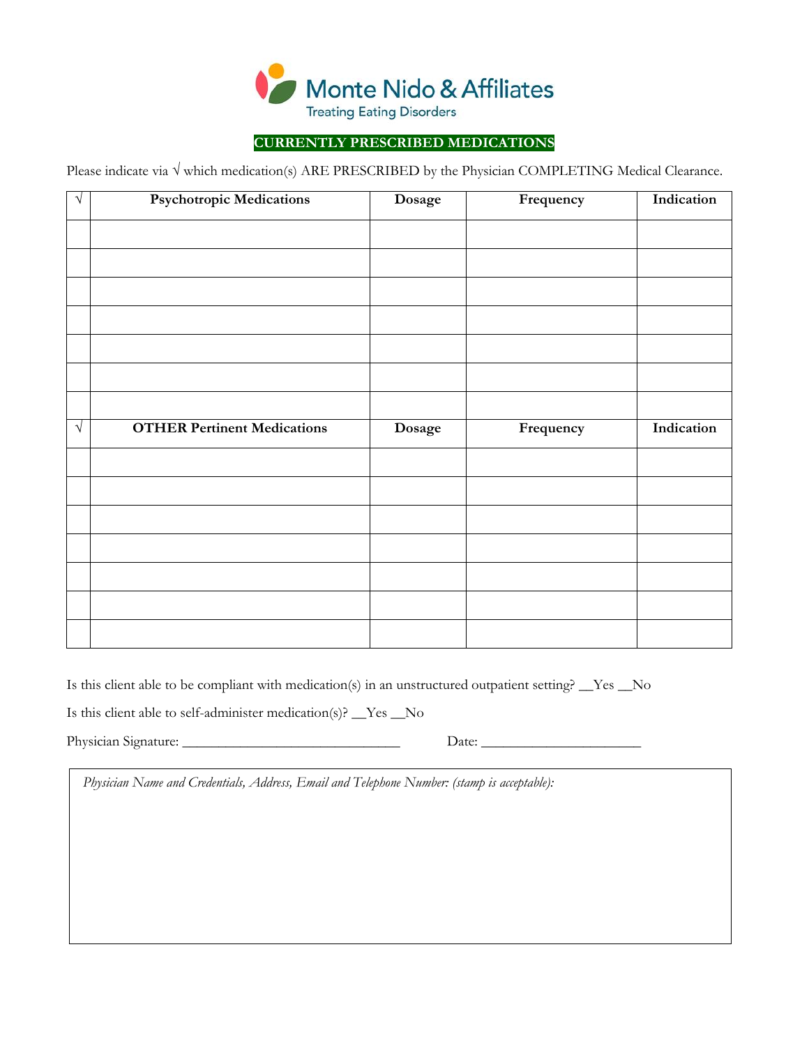Monte Nido & Affiliates
Treating Eating Disorders

## CURRENTLY PRESCRIBED MEDICATIONS

Please indicate via √ which medication(s) ARE PRESCRIBED by the Physician COMPLETING Medical Clearance.

| √ | Psychotropic Medications | Dosage | Frequency | Indication |
|---|---|---|---|---|
| | | | | |
| | | | | |
| | | | | |
| | | | | |
| | | | | |
| | | | | |
| | | | | |
| **√** | **OTHER Pertinent Medications** | **Dosage** | **Frequency** | **Indication** |
| | | | | |
| | | | | |
| | | | | |
| | | | | |
| | | | | |
| | | | | |
| | | | | |

Is this client able to be compliant with medication(s) in an unstructured outpatient setting? __Yes __No

Is this client able to self-administer medication(s)? __Yes __No

Physician Signature: ______________________________ Date: ______________________

*Physician Name and Credentials, Address, Email and Telephone Number: (stamp is acceptable):*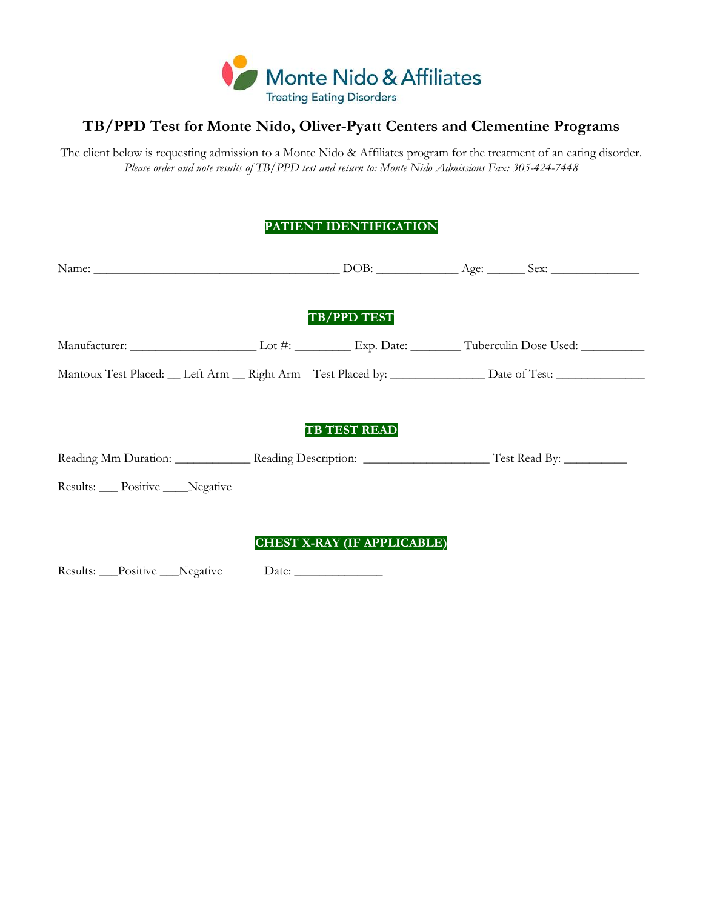Monte Nido & Affiliates

Treating Eating Disorders

# TB/PPD Test for Monte Nido, Oliver-Pyatt Centers and Clementine Programs

The client below is requesting admission to a Monte Nido & Affiliates program for the treatment of an eating disorder.

*Please order and note results of TB/PPD test and return to: Monte Nido Admissions Fax: 305-424-7448*

## PATIENT IDENTIFICATION

Name: ________________________________________ DOB: _____________ Age: ______ Sex: ______________

## TB/PPD TEST

Manufacturer: ____________________ Lot #: _________ Exp. Date: ________ Tuberculin Dose Used: __________

Mantoux Test Placed: __ Left Arm __ Right Arm Test Placed by: _______________ Date of Test: ______________

## TB TEST READ

Reading Mm Duration: ____________ Reading Description: ____________________ Test Read By: __________

Results: ___ Positive ____Negative

## CHEST X-RAY (IF APPLICABLE)

Results: ___Positive ___Negative Date: ______________